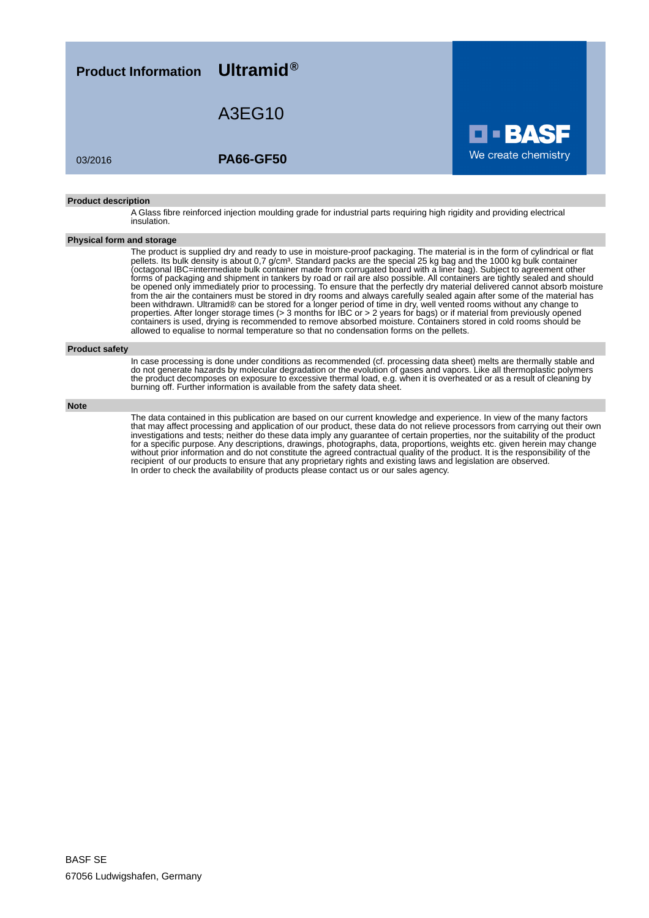**Product Information** **Ultramid®**

# A3EG10

03/2016

**PA66-GF50**

**BASF**
We create chemistry

## Product description

A Glass fibre reinforced injection moulding grade for industrial parts requiring high rigidity and providing electrical insulation.

## Physical form and storage

The product is supplied dry and ready to use in moisture-proof packaging. The material is in the form of cylindrical or flat pellets. Its bulk density is about 0,7 g/cm³. Standard packs are the special 25 kg bag and the 1000 kg bulk container (octagonal IBC=intermediate bulk container made from corrugated board with a liner bag). Subject to agreement other forms of packaging and shipment in tankers by road or rail are also possible. All containers are tightly sealed and should be opened only immediately prior to processing. To ensure that the perfectly dry material delivered cannot absorb moisture from the air the containers must be stored in dry rooms and always carefully sealed again after some of the material has been withdrawn. Ultramid® can be stored for a longer period of time in dry, well vented rooms without any change to properties. After longer storage times (> 3 months for IBC or > 2 years for bags) or if material from previously opened containers is used, drying is recommended to remove absorbed moisture. Containers stored in cold rooms should be allowed to equalise to normal temperature so that no condensation forms on the pellets.

## Product safety

In case processing is done under conditions as recommended (cf. processing data sheet) melts are thermally stable and do not generate hazards by molecular degradation or the evolution of gases and vapors. Like all thermoplastic polymers the product decomposes on exposure to excessive thermal load, e.g. when it is overheated or as a result of cleaning by burning off. Further information is available from the safety data sheet.

## Note

The data contained in this publication are based on our current knowledge and experience. In view of the many factors that may affect processing and application of our product, these data do not relieve processors from carrying out their own investigations and tests; neither do these data imply any guarantee of certain properties, nor the suitability of the product for a specific purpose. Any descriptions, drawings, photographs, data, proportions, weights etc. given herein may change without prior information and do not constitute the agreed contractual quality of the product. It is the responsibility of the recipient of our products to ensure that any proprietary rights and existing laws and legislation are observed.
In order to check the availability of products please contact us or our sales agency.

BASF SE
67056 Ludwigshafen, Germany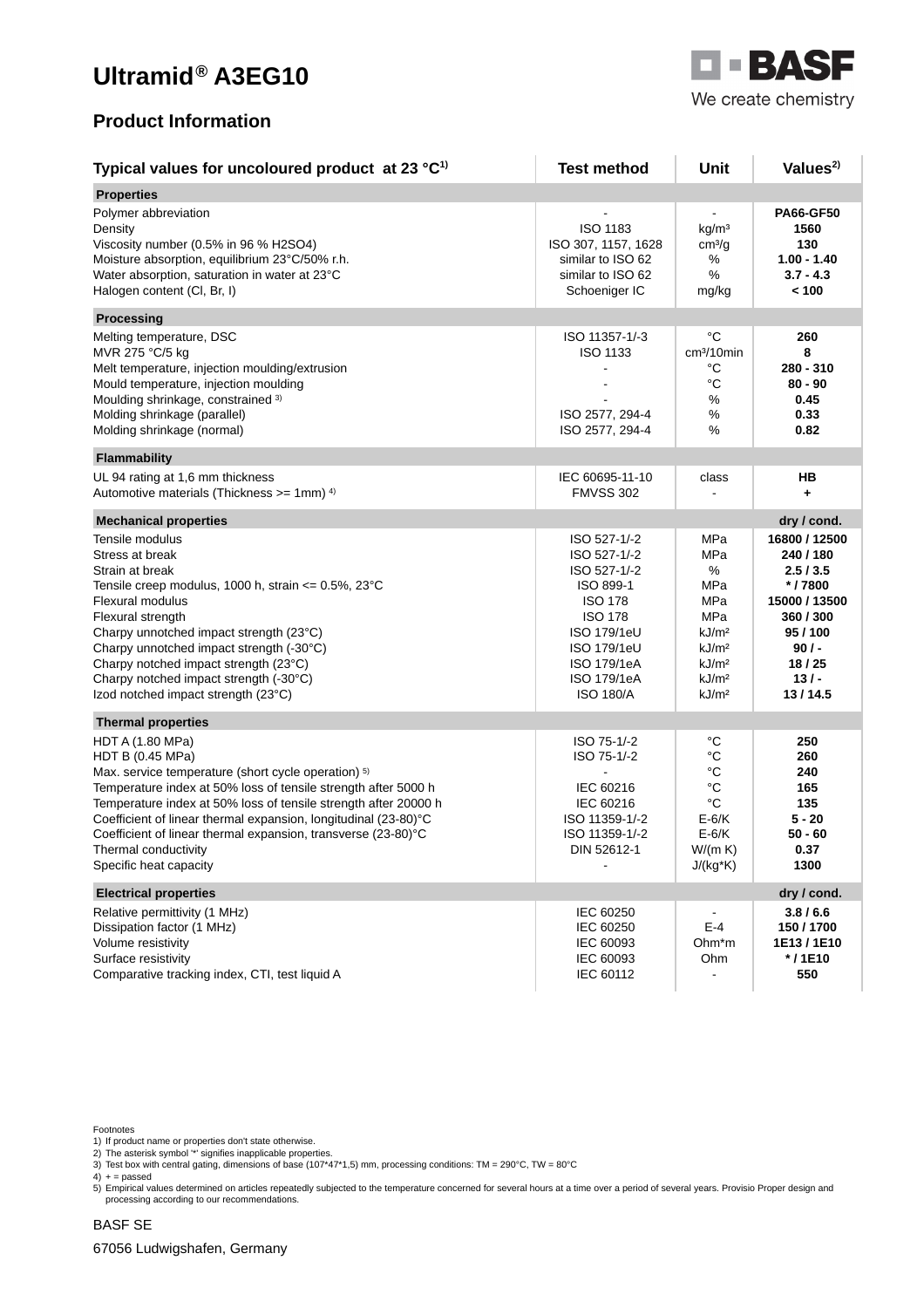# Ultramid® A3EG10

## Product Information

| Typical values for uncoloured product at 23 °C[1] | Test method | Unit | Values[2] |
|---|---|---|---|
| **Properties** | | | |
| Polymer abbreviation | - | - | **PA66-GF50** |
| Density | ISO 1183 | kg/m³ | **1560** |
| Viscosity number (0.5% in 96 % H2SO4) | ISO 307, 1157, 1628 | cm³/g | **130** |
| Moisture absorption, equilibrium 23°C/50% r.h. | similar to ISO 62 | % | **1.00 - 1.40** |
| Water absorption, saturation in water at 23°C | similar to ISO 62 | % | **3.7 - 4.3** |
| Halogen content (Cl, Br, I) | Schoeniger IC | mg/kg | **< 100** |
| **Processing** | | | |
| Melting temperature, DSC | ISO 11357-1/-3 | °C | **260** |
| MVR 275 °C/5 kg | ISO 1133 | cm³/10min | **8** |
| Melt temperature, injection moulding/extrusion | - | °C | **280 - 310** |
| Mould temperature, injection moulding | - | °C | **80 - 90** |
| Moulding shrinkage, constrained [3] | - | % | **0.45** |
| Molding shrinkage (parallel) | ISO 2577, 294-4 | % | **0.33** |
| Molding shrinkage (normal) | ISO 2577, 294-4 | % | **0.82** |
| **Flammability** | | | |
| UL 94 rating at 1,6 mm thickness | IEC 60695-11-10 | class | **HB** |
| Automotive materials (Thickness >= 1mm) [4] | FMVSS 302 | - | **+** |
| **Mechanical properties** | | | **dry / cond.** |
| Tensile modulus | ISO 527-1/-2 | MPa | **16800 / 12500** |
| Stress at break | ISO 527-1/-2 | MPa | **240 / 180** |
| Strain at break | ISO 527-1/-2 | % | **2.5 / 3.5** |
| Tensile creep modulus, 1000 h, strain <= 0.5%, 23°C | ISO 899-1 | MPa | **\* / 7800** |
| Flexural modulus | ISO 178 | MPa | **15000 / 13500** |
| Flexural strength | ISO 178 | MPa | **360 / 300** |
| Charpy unnotched impact strength (23°C) | ISO 179/1eU | kJ/m² | **95 / 100** |
| Charpy unnotched impact strength (-30°C) | ISO 179/1eU | kJ/m² | **90 / -** |
| Charpy notched impact strength (23°C) | ISO 179/1eA | kJ/m² | **18 / 25** |
| Charpy notched impact strength (-30°C) | ISO 179/1eA | kJ/m² | **13 / -** |
| Izod notched impact strength (23°C) | ISO 180/A | kJ/m² | **13 / 14.5** |
| **Thermal properties** | | | |
| HDT A (1.80 MPa) | ISO 75-1/-2 | °C | **250** |
| HDT B (0.45 MPa) | ISO 75-1/-2 | °C | **260** |
| Max. service temperature (short cycle operation) [5] | - | °C | **240** |
| Temperature index at 50% loss of tensile strength after 5000 h | IEC 60216 | °C | **165** |
| Temperature index at 50% loss of tensile strength after 20000 h | IEC 60216 | °C | **135** |
| Coefficient of linear thermal expansion, longitudinal (23-80)°C | ISO 11359-1/-2 | E-6/K | **5 - 20** |
| Coefficient of linear thermal expansion, transverse (23-80)°C | ISO 11359-1/-2 | E-6/K | **50 - 60** |
| Thermal conductivity | DIN 52612-1 | W/(m K) | **0.37** |
| Specific heat capacity | - | J/(kg*K) | **1300** |
| **Electrical properties** | | | **dry / cond.** |
| Relative permittivity (1 MHz) | IEC 60250 | - | **3.8 / 6.6** |
| Dissipation factor (1 MHz) | IEC 60250 | E-4 | **150 / 1700** |
| Volume resistivity | IEC 60093 | Ohm*m | **1E13 / 1E10** |
| Surface resistivity | IEC 60093 | Ohm | **\* / 1E10** |
| Comparative tracking index, CTI, test liquid A | IEC 60112 | - | **550** |

Footnotes
1) If product name or properties don't state otherwise.
2) The asterisk symbol '*' signifies inapplicable properties.
3) Test box with central gating, dimensions of base (107*47*1,5) mm, processing conditions: TM = 290°C, TW = 80°C
4) + = passed
5) Empirical values determined on articles repeatedly subjected to the temperature concerned for several hours at a time over a period of several years. Provisio Proper design and processing according to our recommendations.

BASF SE

67056 Ludwigshafen, Germany